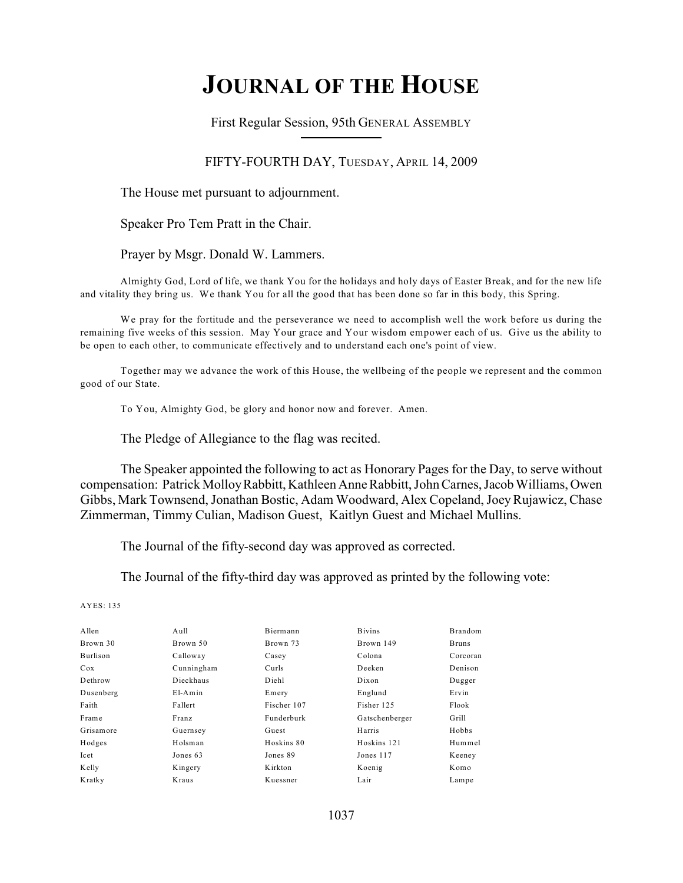# JOURNAL OF THE HOUSE

First Regular Session, 95th GENERAL ASSEMBLY

FIFTY-FOURTH DAY, TUESDAY, APRIL 14, 2009

The House met pursuant to adjournment.

Speaker Pro Tem Pratt in the Chair.

Prayer by Msgr. Donald W. Lammers.

Almighty God, Lord of life, we thank You for the holidays and holy days of Easter Break, and for the new life and vitality they bring us. We thank You for all the good that has been done so far in this body, this Spring.

We pray for the fortitude and the perseverance we need to accomplish well the work before us during the remaining five weeks of this session. May Your grace and Your wisdom empower each of us. Give us the ability to be open to each other, to communicate effectively and to understand each one's point of view.

Together may we advance the work of this House, the wellbeing of the people we represent and the common good of our State.

To You, Almighty God, be glory and honor now and forever. Amen.

The Pledge of Allegiance to the flag was recited.

The Speaker appointed the following to act as Honorary Pages for the Day, to serve without compensation: Patrick Molloy Rabbitt, Kathleen Anne Rabbitt, John Carnes, Jacob Williams, Owen Gibbs, Mark Townsend, Jonathan Bostic, Adam Woodward, Alex Copeland, Joey Rujawicz, Chase Zimmerman, Timmy Culian, Madison Guest, Kaitlyn Guest and Michael Mullins.

The Journal of the fifty-second day was approved as corrected.

The Journal of the fifty-third day was approved as printed by the following vote:

AYES: 135

| | | | | |
|---|---|---|---|---|
| Allen | Aull | Biermann | Bivins | Brandom |
| Brown 30 | Brown 50 | Brown 73 | Brown 149 | Bruns |
| Burlison | Calloway | Casey | Colona | Corcoran |
| Cox | Cunningham | Curls | Deeken | Denison |
| Dethrow | Dieckhaus | Diehl | Dixon | Dugger |
| Dusenberg | El-Amin | Emery | Englund | Ervin |
| Faith | Fallert | Fischer 107 | Fisher 125 | Flook |
| Frame | Franz | Funderburk | Gatschenberger | Grill |
| Grisamore | Guernsey | Guest | Harris | Hobbs |
| Hodges | Holsman | Hoskins 80 | Hoskins 121 | Hummel |
| Icet | Jones 63 | Jones 89 | Jones 117 | Keeney |
| Kelly | Kingery | Kirkton | Koenig | Komo |
| Kratky | Kraus | Kuessner | Lair | Lampe |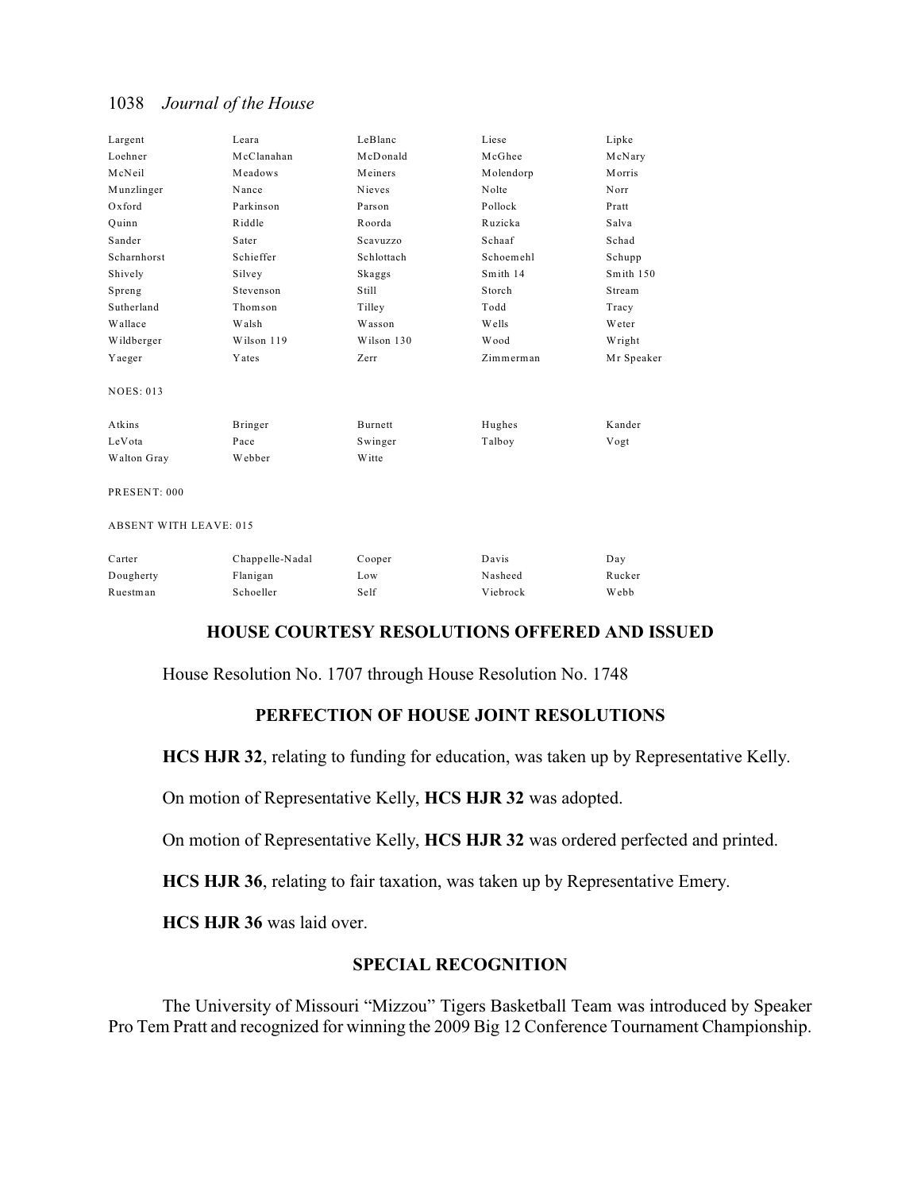| | | | | |
|---|---|---|---|---|
| Largent | Leara | LeBlanc | Liese | Lipke |
| Loehner | McClanahan | McDonald | McGhee | McNary |
| McNeil | Meadows | Meiners | Molendorp | Morris |
| Munzlinger | Nance | Nieves | Nolte | Norr |
| Oxford | Parkinson | Parson | Pollock | Pratt |
| Quinn | Riddle | Roorda | Ruzicka | Salva |
| Sander | Sater | Scavuzzo | Schaaf | Schad |
| Scharnhorst | Schieffer | Schlottach | Schoemehl | Schupp |
| Shively | Silvey | Skaggs | Smith 14 | Smith 150 |
| Spreng | Stevenson | Still | Storch | Stream |
| Sutherland | Thomson | Tilley | Todd | Tracy |
| Wallace | Walsh | Wasson | Wells | Weter |
| Wildberger | Wilson 119 | Wilson 130 | Wood | Wright |
| Yaeger | Yates | Zerr | Zimmerman | Mr Speaker |

NOES: 013

| | | | | |
|---|---|---|---|---|
| Atkins | Bringer | Burnett | Hughes | Kander |
| LeVota | Pace | Swinger | Talboy | Vogt |
| Walton Gray | Webber | Witte | | |

PRESENT: 000

ABSENT WITH LEAVE: 015

| | | | | |
|---|---|---|---|---|
| Carter | Chappelle-Nadal | Cooper | Davis | Day |
| Dougherty | Flanigan | Low | Nasheed | Rucker |
| Ruestman | Schoeller | Self | Viebrock | Webb |

## HOUSE COURTESY RESOLUTIONS OFFERED AND ISSUED

House Resolution No. 1707 through House Resolution No. 1748

## PERFECTION OF HOUSE JOINT RESOLUTIONS

**HCS HJR 32**, relating to funding for education, was taken up by Representative Kelly.

On motion of Representative Kelly, **HCS HJR 32** was adopted.

On motion of Representative Kelly, **HCS HJR 32** was ordered perfected and printed.

**HCS HJR 36**, relating to fair taxation, was taken up by Representative Emery.

**HCS HJR 36** was laid over.

## SPECIAL RECOGNITION

The University of Missouri "Mizzou" Tigers Basketball Team was introduced by Speaker Pro Tem Pratt and recognized for winning the 2009 Big 12 Conference Tournament Championship.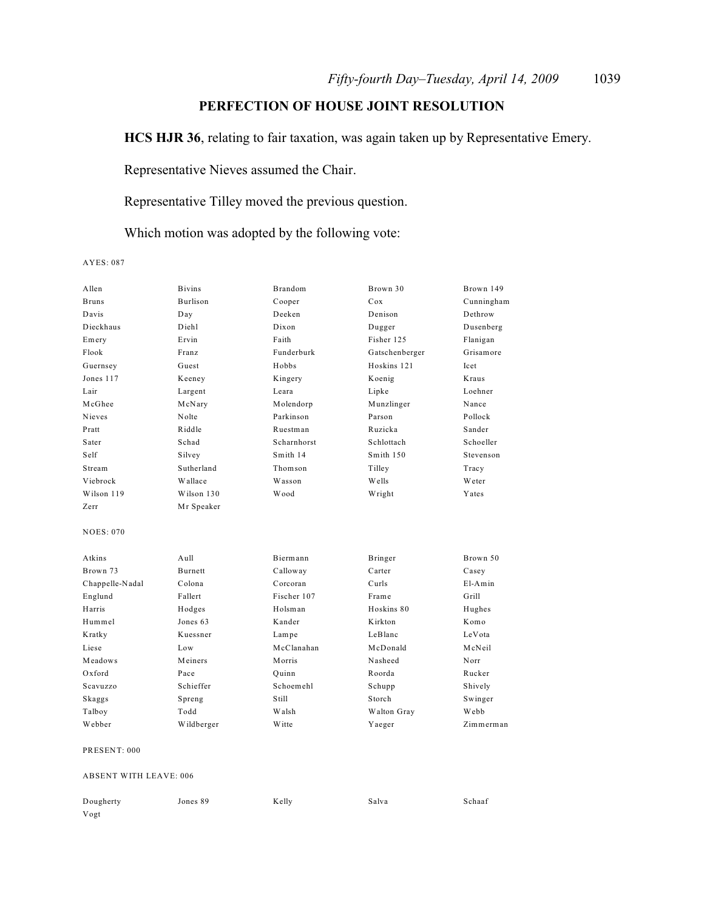## PERFECTION OF HOUSE JOINT RESOLUTION

**HCS HJR 36**, relating to fair taxation, was again taken up by Representative Emery.

Representative Nieves assumed the Chair.

Representative Tilley moved the previous question.

Which motion was adopted by the following vote:

AYES: 087

| | | | | |
|---|---|---|---|---|
| Allen | Bivins | Brandom | Brown 30 | Brown 149 |
| Bruns | Burlison | Cooper | Cox | Cunningham |
| Davis | Day | Deeken | Denison | Dethrow |
| Dieckhaus | Diehl | Dixon | Dugger | Dusenberg |
| Emery | Ervin | Faith | Fisher 125 | Flanigan |
| Flook | Franz | Funderburk | Gatschenberger | Grisamore |
| Guernsey | Guest | Hobbs | Hoskins 121 | Icet |
| Jones 117 | Keeney | Kingery | Koenig | Kraus |
| Lair | Largent | Leara | Lipke | Loehner |
| McGhee | McNary | Molendorp | Munzlinger | Nance |
| Nieves | Nolte | Parkinson | Parson | Pollock |
| Pratt | Riddle | Ruestman | Ruzicka | Sander |
| Sater | Schad | Scharnhorst | Schlottach | Schoeller |
| Self | Silvey | Smith 14 | Smith 150 | Stevenson |
| Stream | Sutherland | Thomson | Tilley | Tracy |
| Viebrock | Wallace | Wasson | Wells | Weter |
| Wilson 119 | Wilson 130 | Wood | Wright | Yates |
| Zerr | Mr Speaker | | | |

NOES: 070

| | | | | |
|---|---|---|---|---|
| Atkins | Aull | Biermann | Bringer | Brown 50 |
| Brown 73 | Burnett | Calloway | Carter | Casey |
| Chappelle-Nadal | Colona | Corcoran | Curls | El-Amin |
| Englund | Fallert | Fischer 107 | Frame | Grill |
| Harris | Hodges | Holsman | Hoskins 80 | Hughes |
| Hummel | Jones 63 | Kander | Kirkton | Komo |
| Kratky | Kuessner | Lampe | LeBlanc | LeVota |
| Liese | Low | McClanahan | McDonald | McNeil |
| Meadows | Meiners | Morris | Nasheed | Norr |
| Oxford | Pace | Quinn | Roorda | Rucker |
| Scavuzzo | Schieffer | Schoemehl | Schupp | Shively |
| Skaggs | Spreng | Still | Storch | Swinger |
| Talboy | Todd | Walsh | Walton Gray | Webb |
| Webber | Wildberger | Witte | Yaeger | Zimmerman |

PRESENT: 000

ABSENT WITH LEAVE: 006

| | | | | |
|---|---|---|---|---|
| Dougherty | Jones 89 | Kelly | Salva | Schaaf |
| Vogt | | | | |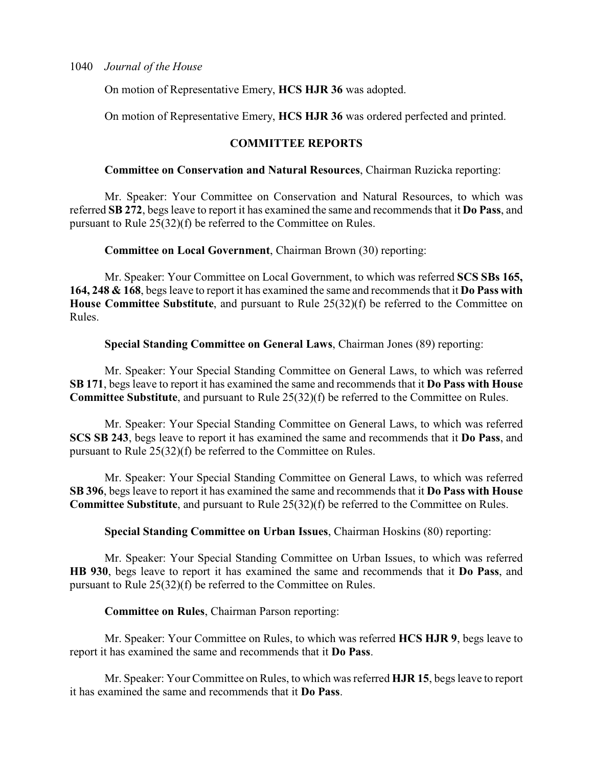On motion of Representative Emery, **HCS HJR 36** was adopted.

On motion of Representative Emery, **HCS HJR 36** was ordered perfected and printed.

## COMMITTEE REPORTS

**Committee on Conservation and Natural Resources**, Chairman Ruzicka reporting:

Mr. Speaker: Your Committee on Conservation and Natural Resources, to which was referred **SB 272**, begs leave to report it has examined the same and recommends that it **Do Pass**, and pursuant to Rule 25(32)(f) be referred to the Committee on Rules.

**Committee on Local Government**, Chairman Brown (30) reporting:

Mr. Speaker: Your Committee on Local Government, to which was referred **SCS SBs 165, 164, 248 & 168**, begs leave to report it has examined the same and recommends that it **Do Pass with House Committee Substitute**, and pursuant to Rule 25(32)(f) be referred to the Committee on Rules.

**Special Standing Committee on General Laws**, Chairman Jones (89) reporting:

Mr. Speaker: Your Special Standing Committee on General Laws, to which was referred **SB 171**, begs leave to report it has examined the same and recommends that it **Do Pass with House Committee Substitute**, and pursuant to Rule 25(32)(f) be referred to the Committee on Rules.

Mr. Speaker: Your Special Standing Committee on General Laws, to which was referred **SCS SB 243**, begs leave to report it has examined the same and recommends that it **Do Pass**, and pursuant to Rule 25(32)(f) be referred to the Committee on Rules.

Mr. Speaker: Your Special Standing Committee on General Laws, to which was referred **SB 396**, begs leave to report it has examined the same and recommends that it **Do Pass with House Committee Substitute**, and pursuant to Rule 25(32)(f) be referred to the Committee on Rules.

**Special Standing Committee on Urban Issues**, Chairman Hoskins (80) reporting:

Mr. Speaker: Your Special Standing Committee on Urban Issues, to which was referred **HB 930**, begs leave to report it has examined the same and recommends that it **Do Pass**, and pursuant to Rule 25(32)(f) be referred to the Committee on Rules.

**Committee on Rules**, Chairman Parson reporting:

Mr. Speaker: Your Committee on Rules, to which was referred **HCS HJR 9**, begs leave to report it has examined the same and recommends that it **Do Pass**.

Mr. Speaker: Your Committee on Rules, to which was referred **HJR 15**, begs leave to report it has examined the same and recommends that it **Do Pass**.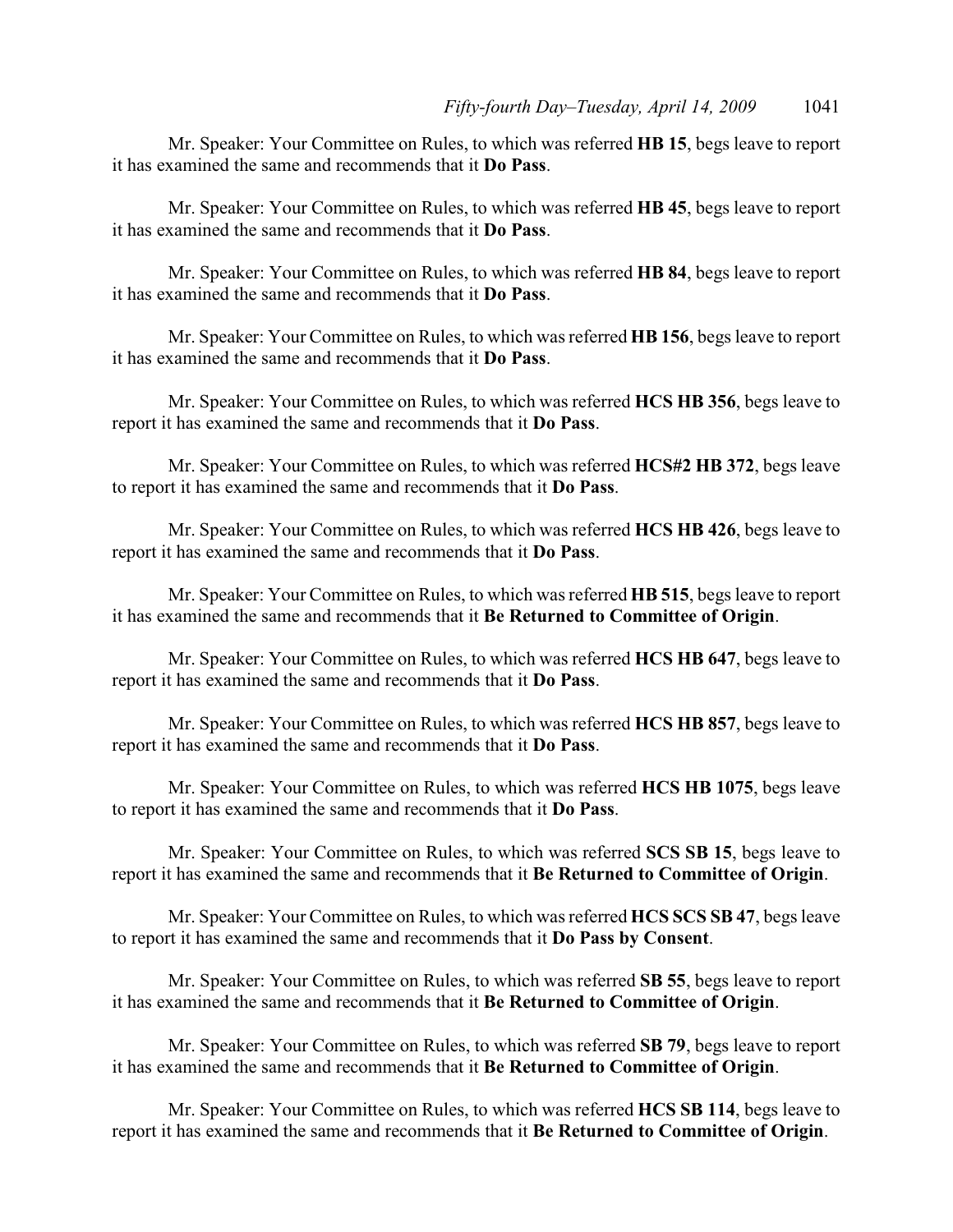Mr. Speaker: Your Committee on Rules, to which was referred **HB 15**, begs leave to report it has examined the same and recommends that it **Do Pass**.

Mr. Speaker: Your Committee on Rules, to which was referred **HB 45**, begs leave to report it has examined the same and recommends that it **Do Pass**.

Mr. Speaker: Your Committee on Rules, to which was referred **HB 84**, begs leave to report it has examined the same and recommends that it **Do Pass**.

Mr. Speaker: Your Committee on Rules, to which was referred **HB 156**, begs leave to report it has examined the same and recommends that it **Do Pass**.

Mr. Speaker: Your Committee on Rules, to which was referred **HCS HB 356**, begs leave to report it has examined the same and recommends that it **Do Pass**.

Mr. Speaker: Your Committee on Rules, to which was referred **HCS#2 HB 372**, begs leave to report it has examined the same and recommends that it **Do Pass**.

Mr. Speaker: Your Committee on Rules, to which was referred **HCS HB 426**, begs leave to report it has examined the same and recommends that it **Do Pass**.

Mr. Speaker: Your Committee on Rules, to which was referred **HB 515**, begs leave to report it has examined the same and recommends that it **Be Returned to Committee of Origin**.

Mr. Speaker: Your Committee on Rules, to which was referred **HCS HB 647**, begs leave to report it has examined the same and recommends that it **Do Pass**.

Mr. Speaker: Your Committee on Rules, to which was referred **HCS HB 857**, begs leave to report it has examined the same and recommends that it **Do Pass**.

Mr. Speaker: Your Committee on Rules, to which was referred **HCS HB 1075**, begs leave to report it has examined the same and recommends that it **Do Pass**.

Mr. Speaker: Your Committee on Rules, to which was referred **SCS SB 15**, begs leave to report it has examined the same and recommends that it **Be Returned to Committee of Origin**.

Mr. Speaker: Your Committee on Rules, to which was referred **HCS SCS SB 47**, begs leave to report it has examined the same and recommends that it **Do Pass by Consent**.

Mr. Speaker: Your Committee on Rules, to which was referred **SB 55**, begs leave to report it has examined the same and recommends that it **Be Returned to Committee of Origin**.

Mr. Speaker: Your Committee on Rules, to which was referred **SB 79**, begs leave to report it has examined the same and recommends that it **Be Returned to Committee of Origin**.

Mr. Speaker: Your Committee on Rules, to which was referred **HCS SB 114**, begs leave to report it has examined the same and recommends that it **Be Returned to Committee of Origin**.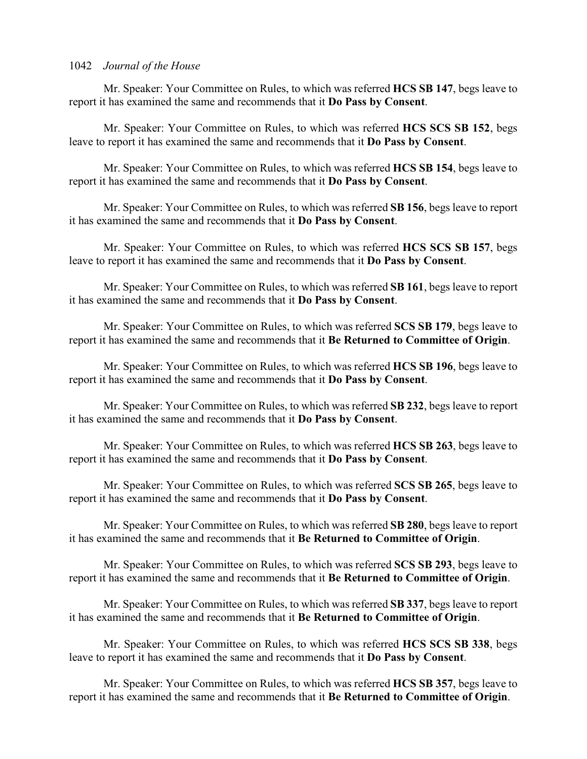Mr. Speaker: Your Committee on Rules, to which was referred **HCS SB 147**, begs leave to report it has examined the same and recommends that it **Do Pass by Consent**.

Mr. Speaker: Your Committee on Rules, to which was referred **HCS SCS SB 152**, begs leave to report it has examined the same and recommends that it **Do Pass by Consent**.

Mr. Speaker: Your Committee on Rules, to which was referred **HCS SB 154**, begs leave to report it has examined the same and recommends that it **Do Pass by Consent**.

Mr. Speaker: Your Committee on Rules, to which was referred **SB 156**, begs leave to report it has examined the same and recommends that it **Do Pass by Consent**.

Mr. Speaker: Your Committee on Rules, to which was referred **HCS SCS SB 157**, begs leave to report it has examined the same and recommends that it **Do Pass by Consent**.

Mr. Speaker: Your Committee on Rules, to which was referred **SB 161**, begs leave to report it has examined the same and recommends that it **Do Pass by Consent**.

Mr. Speaker: Your Committee on Rules, to which was referred **SCS SB 179**, begs leave to report it has examined the same and recommends that it **Be Returned to Committee of Origin**.

Mr. Speaker: Your Committee on Rules, to which was referred **HCS SB 196**, begs leave to report it has examined the same and recommends that it **Do Pass by Consent**.

Mr. Speaker: Your Committee on Rules, to which was referred **SB 232**, begs leave to report it has examined the same and recommends that it **Do Pass by Consent**.

Mr. Speaker: Your Committee on Rules, to which was referred **HCS SB 263**, begs leave to report it has examined the same and recommends that it **Do Pass by Consent**.

Mr. Speaker: Your Committee on Rules, to which was referred **SCS SB 265**, begs leave to report it has examined the same and recommends that it **Do Pass by Consent**.

Mr. Speaker: Your Committee on Rules, to which was referred **SB 280**, begs leave to report it has examined the same and recommends that it **Be Returned to Committee of Origin**.

Mr. Speaker: Your Committee on Rules, to which was referred **SCS SB 293**, begs leave to report it has examined the same and recommends that it **Be Returned to Committee of Origin**.

Mr. Speaker: Your Committee on Rules, to which was referred **SB 337**, begs leave to report it has examined the same and recommends that it **Be Returned to Committee of Origin**.

Mr. Speaker: Your Committee on Rules, to which was referred **HCS SCS SB 338**, begs leave to report it has examined the same and recommends that it **Do Pass by Consent**.

Mr. Speaker: Your Committee on Rules, to which was referred **HCS SB 357**, begs leave to report it has examined the same and recommends that it **Be Returned to Committee of Origin**.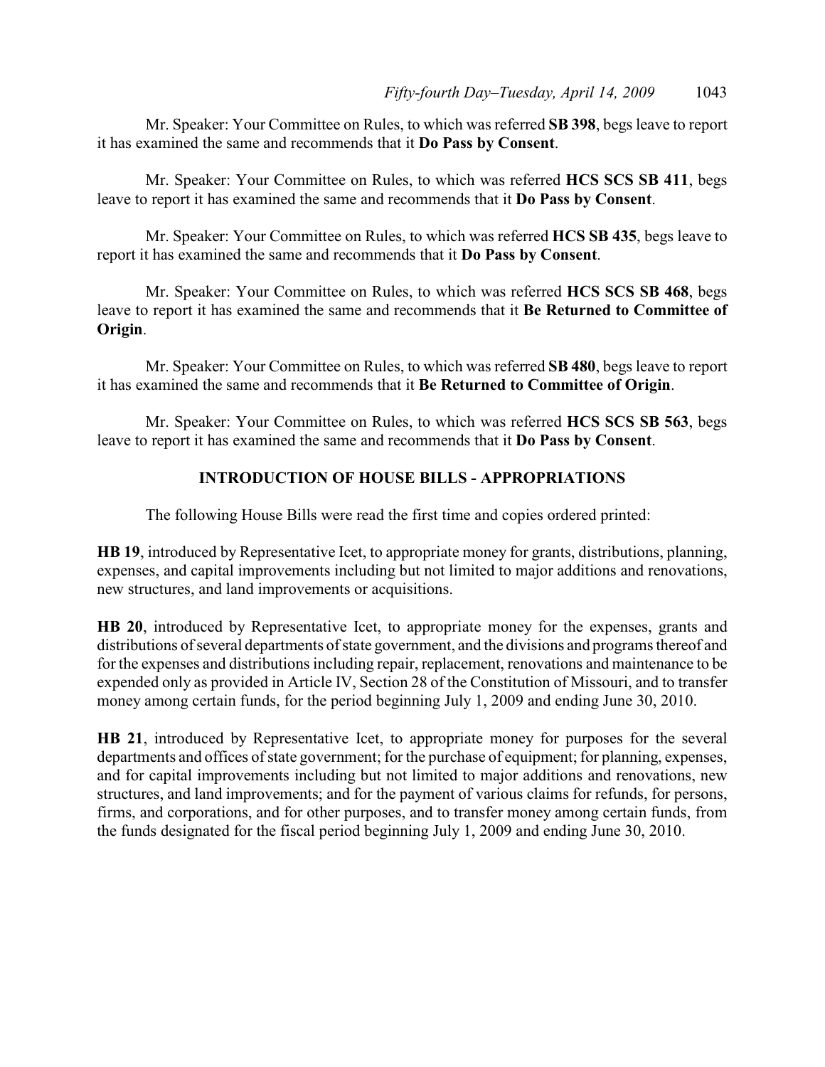Mr. Speaker: Your Committee on Rules, to which was referred **SB 398**, begs leave to report it has examined the same and recommends that it **Do Pass by Consent**.

Mr. Speaker: Your Committee on Rules, to which was referred **HCS SCS SB 411**, begs leave to report it has examined the same and recommends that it **Do Pass by Consent**.

Mr. Speaker: Your Committee on Rules, to which was referred **HCS SB 435**, begs leave to report it has examined the same and recommends that it **Do Pass by Consent**.

Mr. Speaker: Your Committee on Rules, to which was referred **HCS SCS SB 468**, begs leave to report it has examined the same and recommends that it **Be Returned to Committee of Origin**.

Mr. Speaker: Your Committee on Rules, to which was referred **SB 480**, begs leave to report it has examined the same and recommends that it **Be Returned to Committee of Origin**.

Mr. Speaker: Your Committee on Rules, to which was referred **HCS SCS SB 563**, begs leave to report it has examined the same and recommends that it **Do Pass by Consent**.

## INTRODUCTION OF HOUSE BILLS - APPROPRIATIONS

The following House Bills were read the first time and copies ordered printed:

**HB 19**, introduced by Representative Icet, to appropriate money for grants, distributions, planning, expenses, and capital improvements including but not limited to major additions and renovations, new structures, and land improvements or acquisitions.

**HB 20**, introduced by Representative Icet, to appropriate money for the expenses, grants and distributions of several departments of state government, and the divisions and programs thereof and for the expenses and distributions including repair, replacement, renovations and maintenance to be expended only as provided in Article IV, Section 28 of the Constitution of Missouri, and to transfer money among certain funds, for the period beginning July 1, 2009 and ending June 30, 2010.

**HB 21**, introduced by Representative Icet, to appropriate money for purposes for the several departments and offices of state government; for the purchase of equipment; for planning, expenses, and for capital improvements including but not limited to major additions and renovations, new structures, and land improvements; and for the payment of various claims for refunds, for persons, firms, and corporations, and for other purposes, and to transfer money among certain funds, from the funds designated for the fiscal period beginning July 1, 2009 and ending June 30, 2010.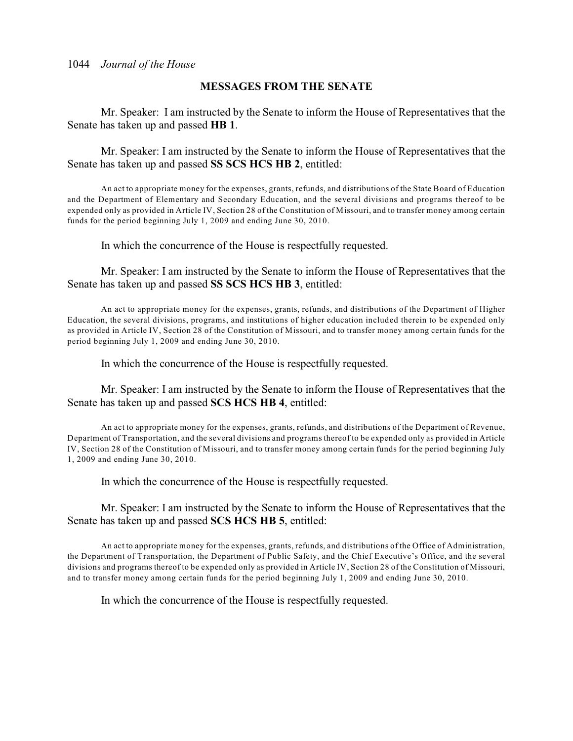## MESSAGES FROM THE SENATE

Mr. Speaker: I am instructed by the Senate to inform the House of Representatives that the Senate has taken up and passed **HB 1**.

Mr. Speaker: I am instructed by the Senate to inform the House of Representatives that the Senate has taken up and passed **SS SCS HCS HB 2**, entitled:

An act to appropriate money for the expenses, grants, refunds, and distributions of the State Board of Education and the Department of Elementary and Secondary Education, and the several divisions and programs thereof to be expended only as provided in Article IV, Section 28 of the Constitution of Missouri, and to transfer money among certain funds for the period beginning July 1, 2009 and ending June 30, 2010.

In which the concurrence of the House is respectfully requested.

Mr. Speaker: I am instructed by the Senate to inform the House of Representatives that the Senate has taken up and passed **SS SCS HCS HB 3**, entitled:

An act to appropriate money for the expenses, grants, refunds, and distributions of the Department of Higher Education, the several divisions, programs, and institutions of higher education included therein to be expended only as provided in Article IV, Section 28 of the Constitution of Missouri, and to transfer money among certain funds for the period beginning July 1, 2009 and ending June 30, 2010.

In which the concurrence of the House is respectfully requested.

Mr. Speaker: I am instructed by the Senate to inform the House of Representatives that the Senate has taken up and passed **SCS HCS HB 4**, entitled:

An act to appropriate money for the expenses, grants, refunds, and distributions of the Department of Revenue, Department of Transportation, and the several divisions and programs thereof to be expended only as provided in Article IV, Section 28 of the Constitution of Missouri, and to transfer money among certain funds for the period beginning July 1, 2009 and ending June 30, 2010.

In which the concurrence of the House is respectfully requested.

Mr. Speaker: I am instructed by the Senate to inform the House of Representatives that the Senate has taken up and passed **SCS HCS HB 5**, entitled:

An act to appropriate money for the expenses, grants, refunds, and distributions of the Office of Administration, the Department of Transportation, the Department of Public Safety, and the Chief Executive's Office, and the several divisions and programs thereof to be expended only as provided in Article IV, Section 28 of the Constitution of Missouri, and to transfer money among certain funds for the period beginning July 1, 2009 and ending June 30, 2010.

In which the concurrence of the House is respectfully requested.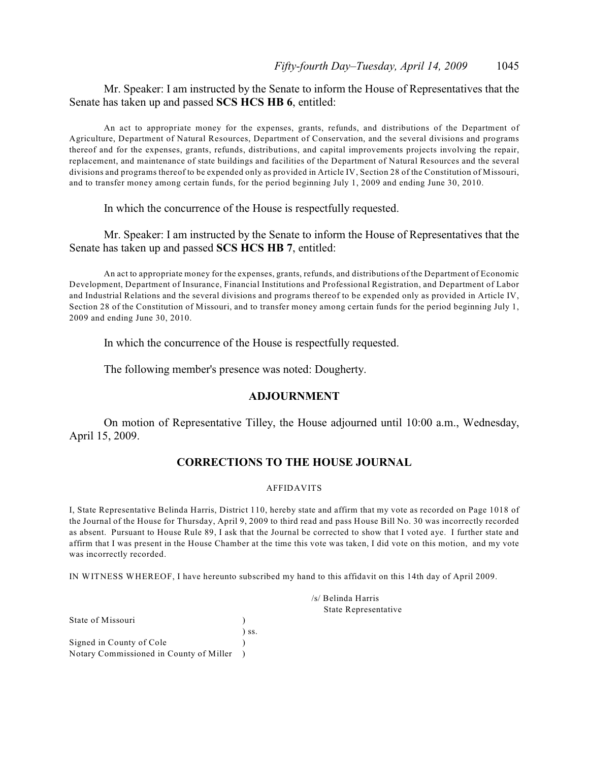Mr. Speaker: I am instructed by the Senate to inform the House of Representatives that the Senate has taken up and passed **SCS HCS HB 6**, entitled:

An act to appropriate money for the expenses, grants, refunds, and distributions of the Department of Agriculture, Department of Natural Resources, Department of Conservation, and the several divisions and programs thereof and for the expenses, grants, refunds, distributions, and capital improvements projects involving the repair, replacement, and maintenance of state buildings and facilities of the Department of Natural Resources and the several divisions and programs thereof to be expended only as provided in Article IV, Section 28 of the Constitution of Missouri, and to transfer money among certain funds, for the period beginning July 1, 2009 and ending June 30, 2010.

In which the concurrence of the House is respectfully requested.

Mr. Speaker: I am instructed by the Senate to inform the House of Representatives that the Senate has taken up and passed **SCS HCS HB 7**, entitled:

An act to appropriate money for the expenses, grants, refunds, and distributions of the Department of Economic Development, Department of Insurance, Financial Institutions and Professional Registration, and Department of Labor and Industrial Relations and the several divisions and programs thereof to be expended only as provided in Article IV, Section 28 of the Constitution of Missouri, and to transfer money among certain funds for the period beginning July 1, 2009 and ending June 30, 2010.

In which the concurrence of the House is respectfully requested.

The following member's presence was noted: Dougherty.

## ADJOURNMENT

On motion of Representative Tilley, the House adjourned until 10:00 a.m., Wednesday, April 15, 2009.

## CORRECTIONS TO THE HOUSE JOURNAL

AFFIDAVITS

I, State Representative Belinda Harris, District 110, hereby state and affirm that my vote as recorded on Page 1018 of the Journal of the House for Thursday, April 9, 2009 to third read and pass House Bill No. 30 was incorrectly recorded as absent. Pursuant to House Rule 89, I ask that the Journal be corrected to show that I voted aye. I further state and affirm that I was present in the House Chamber at the time this vote was taken, I did vote on this motion, and my vote was incorrectly recorded.

IN WITNESS WHEREOF, I have hereunto subscribed my hand to this affidavit on this 14th day of April 2009.

/s/ Belinda Harris
State Representative

State of Missouri )
) ss.
Signed in County of Cole )
Notary Commissioned in County of Miller )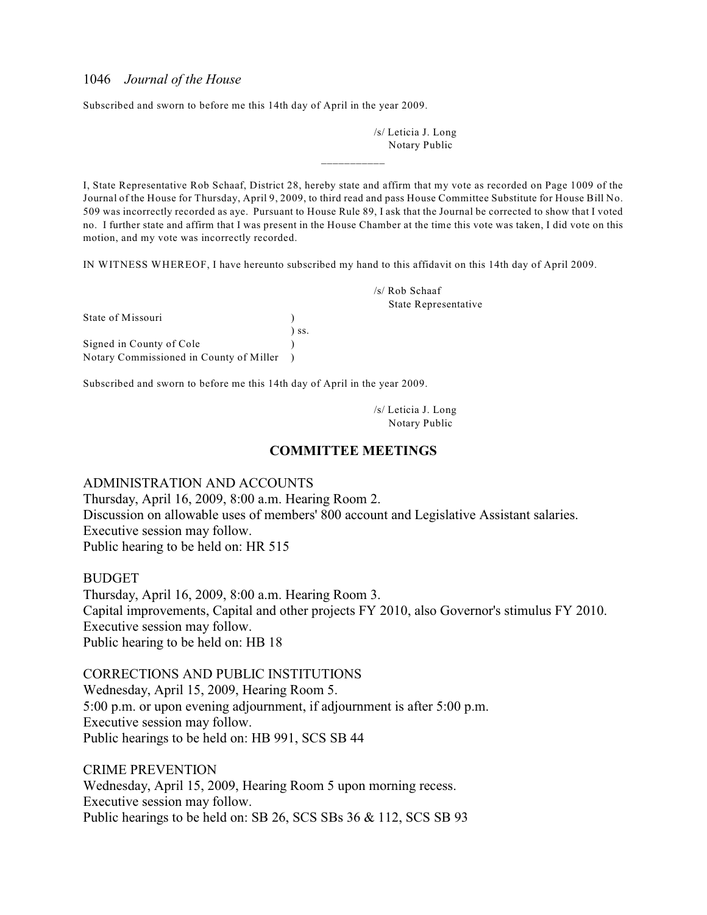Subscribed and sworn to before me this 14th day of April in the year 2009.

/s/ Leticia J. Long
Notary Public

\_\_\_\_\_\_\_\_\_\_

I, State Representative Rob Schaaf, District 28, hereby state and affirm that my vote as recorded on Page 1009 of the Journal of the House for Thursday, April 9, 2009, to third read and pass House Committee Substitute for House Bill No. 509 was incorrectly recorded as aye. Pursuant to House Rule 89, I ask that the Journal be corrected to show that I voted no. I further state and affirm that I was present in the House Chamber at the time this vote was taken, I did vote on this motion, and my vote was incorrectly recorded.

IN WITNESS WHEREOF, I have hereunto subscribed my hand to this affidavit on this 14th day of April 2009.

/s/ Rob Schaaf
State Representative

State of Missouri )
) ss.
Signed in County of Cole )
Notary Commissioned in County of Miller )

Subscribed and sworn to before me this 14th day of April in the year 2009.

/s/ Leticia J. Long
Notary Public

## COMMITTEE MEETINGS

ADMINISTRATION AND ACCOUNTS
Thursday, April 16, 2009, 8:00 a.m. Hearing Room 2.
Discussion on allowable uses of members' 800 account and Legislative Assistant salaries.
Executive session may follow.
Public hearing to be held on: HR 515

BUDGET
Thursday, April 16, 2009, 8:00 a.m. Hearing Room 3.
Capital improvements, Capital and other projects FY 2010, also Governor's stimulus FY 2010.
Executive session may follow.
Public hearing to be held on: HB 18

CORRECTIONS AND PUBLIC INSTITUTIONS
Wednesday, April 15, 2009, Hearing Room 5.
5:00 p.m. or upon evening adjournment, if adjournment is after 5:00 p.m.
Executive session may follow.
Public hearings to be held on: HB 991, SCS SB 44

CRIME PREVENTION
Wednesday, April 15, 2009, Hearing Room 5 upon morning recess.
Executive session may follow.
Public hearings to be held on: SB 26, SCS SBs 36 & 112, SCS SB 93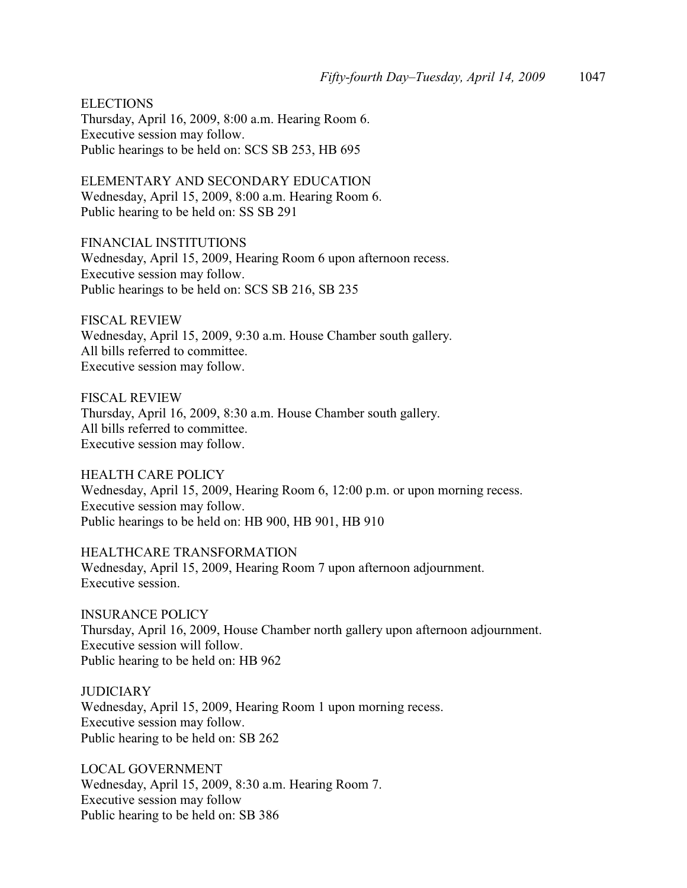ELECTIONS
Thursday, April 16, 2009, 8:00 a.m. Hearing Room 6.
Executive session may follow.
Public hearings to be held on: SCS SB 253, HB 695

ELEMENTARY AND SECONDARY EDUCATION
Wednesday, April 15, 2009, 8:00 a.m. Hearing Room 6.
Public hearing to be held on: SS SB 291

FINANCIAL INSTITUTIONS
Wednesday, April 15, 2009, Hearing Room 6 upon afternoon recess.
Executive session may follow.
Public hearings to be held on: SCS SB 216, SB 235

FISCAL REVIEW
Wednesday, April 15, 2009, 9:30 a.m. House Chamber south gallery.
All bills referred to committee.
Executive session may follow.

FISCAL REVIEW
Thursday, April 16, 2009, 8:30 a.m. House Chamber south gallery.
All bills referred to committee.
Executive session may follow.

HEALTH CARE POLICY
Wednesday, April 15, 2009, Hearing Room 6, 12:00 p.m. or upon morning recess.
Executive session may follow.
Public hearings to be held on: HB 900, HB 901, HB 910

HEALTHCARE TRANSFORMATION
Wednesday, April 15, 2009, Hearing Room 7 upon afternoon adjournment.
Executive session.

INSURANCE POLICY
Thursday, April 16, 2009, House Chamber north gallery upon afternoon adjournment.
Executive session will follow.
Public hearing to be held on: HB 962

JUDICIARY
Wednesday, April 15, 2009, Hearing Room 1 upon morning recess.
Executive session may follow.
Public hearing to be held on: SB 262

LOCAL GOVERNMENT
Wednesday, April 15, 2009, 8:30 a.m. Hearing Room 7.
Executive session may follow
Public hearing to be held on: SB 386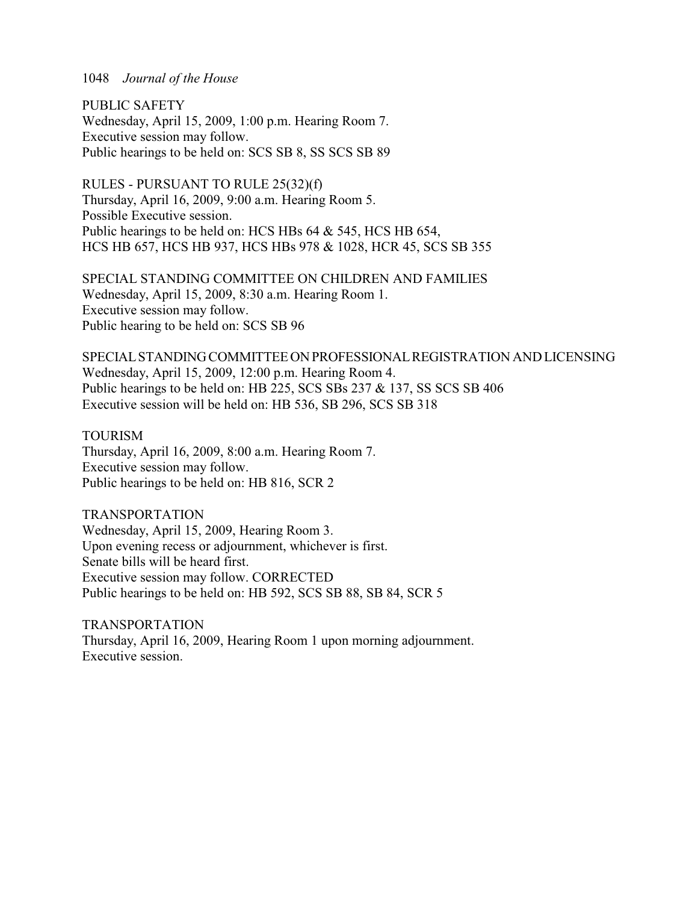PUBLIC SAFETY
Wednesday, April 15, 2009, 1:00 p.m. Hearing Room 7.
Executive session may follow.
Public hearings to be held on: SCS SB 8, SS SCS SB 89

RULES - PURSUANT TO RULE 25(32)(f)
Thursday, April 16, 2009, 9:00 a.m. Hearing Room 5.
Possible Executive session.
Public hearings to be held on: HCS HBs 64 & 545, HCS HB 654, HCS HB 657, HCS HB 937, HCS HBs 978 & 1028, HCR 45, SCS SB 355

SPECIAL STANDING COMMITTEE ON CHILDREN AND FAMILIES
Wednesday, April 15, 2009, 8:30 a.m. Hearing Room 1.
Executive session may follow.
Public hearing to be held on: SCS SB 96

SPECIAL STANDING COMMITTEE ON PROFESSIONAL REGISTRATION AND LICENSING
Wednesday, April 15, 2009, 12:00 p.m. Hearing Room 4.
Public hearings to be held on: HB 225, SCS SBs 237 & 137, SS SCS SB 406
Executive session will be held on: HB 536, SB 296, SCS SB 318

TOURISM
Thursday, April 16, 2009, 8:00 a.m. Hearing Room 7.
Executive session may follow.
Public hearings to be held on: HB 816, SCR 2

TRANSPORTATION
Wednesday, April 15, 2009, Hearing Room 3.
Upon evening recess or adjournment, whichever is first.
Senate bills will be heard first.
Executive session may follow. CORRECTED
Public hearings to be held on: HB 592, SCS SB 88, SB 84, SCR 5

TRANSPORTATION
Thursday, April 16, 2009, Hearing Room 1 upon morning adjournment.
Executive session.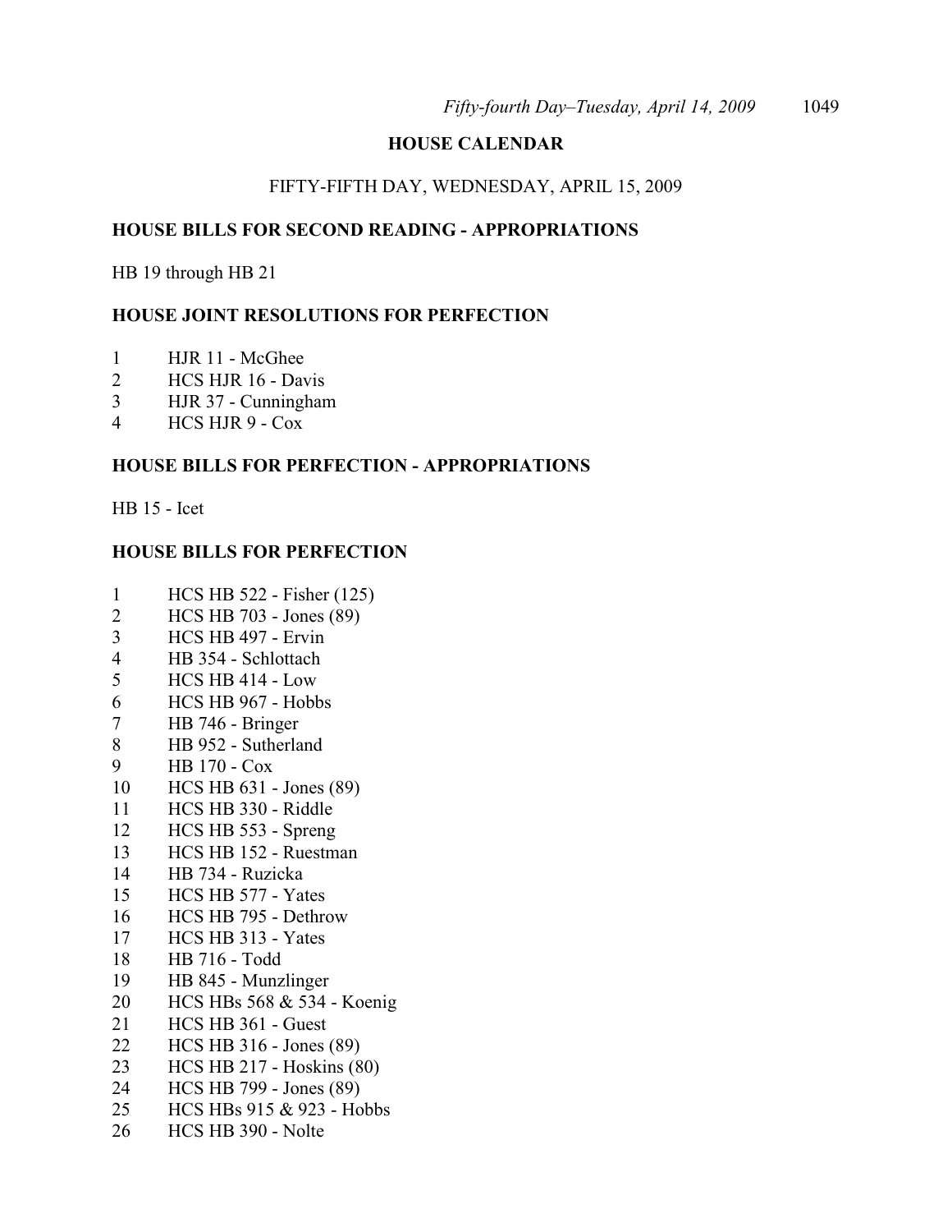## HOUSE CALENDAR

FIFTY-FIFTH DAY, WEDNESDAY, APRIL 15, 2009

### HOUSE BILLS FOR SECOND READING - APPROPRIATIONS

HB 19 through HB 21

### HOUSE JOINT RESOLUTIONS FOR PERFECTION

1 HJR 11 - McGhee
2 HCS HJR 16 - Davis
3 HJR 37 - Cunningham
4 HCS HJR 9 - Cox

### HOUSE BILLS FOR PERFECTION - APPROPRIATIONS

HB 15 - Icet

### HOUSE BILLS FOR PERFECTION

1 HCS HB 522 - Fisher (125)
2 HCS HB 703 - Jones (89)
3 HCS HB 497 - Ervin
4 HB 354 - Schlottach
5 HCS HB 414 - Low
6 HCS HB 967 - Hobbs
7 HB 746 - Bringer
8 HB 952 - Sutherland
9 HB 170 - Cox
10 HCS HB 631 - Jones (89)
11 HCS HB 330 - Riddle
12 HCS HB 553 - Spreng
13 HCS HB 152 - Ruestman
14 HB 734 - Ruzicka
15 HCS HB 577 - Yates
16 HCS HB 795 - Dethrow
17 HCS HB 313 - Yates
18 HB 716 - Todd
19 HB 845 - Munzlinger
20 HCS HBs 568 & 534 - Koenig
21 HCS HB 361 - Guest
22 HCS HB 316 - Jones (89)
23 HCS HB 217 - Hoskins (80)
24 HCS HB 799 - Jones (89)
25 HCS HBs 915 & 923 - Hobbs
26 HCS HB 390 - Nolte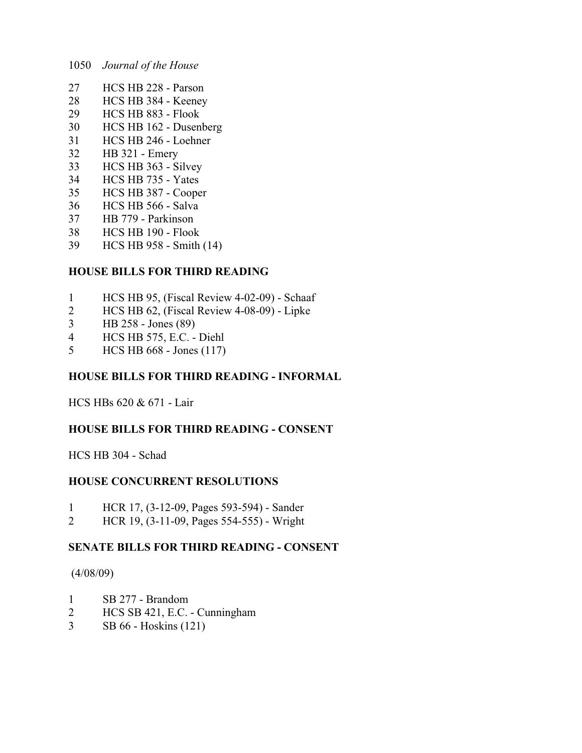27 HCS HB 228 - Parson
28 HCS HB 384 - Keeney
29 HCS HB 883 - Flook
30 HCS HB 162 - Dusenberg
31 HCS HB 246 - Loehner
32 HB 321 - Emery
33 HCS HB 363 - Silvey
34 HCS HB 735 - Yates
35 HCS HB 387 - Cooper
36 HCS HB 566 - Salva
37 HB 779 - Parkinson
38 HCS HB 190 - Flook
39 HCS HB 958 - Smith (14)

**HOUSE BILLS FOR THIRD READING**

1 HCS HB 95, (Fiscal Review 4-02-09) - Schaaf
2 HCS HB 62, (Fiscal Review 4-08-09) - Lipke
3 HB 258 - Jones (89)
4 HCS HB 575, E.C. - Diehl
5 HCS HB 668 - Jones (117)

**HOUSE BILLS FOR THIRD READING - INFORMAL**

HCS HBs 620 & 671 - Lair

**HOUSE BILLS FOR THIRD READING - CONSENT**

HCS HB 304 - Schad

**HOUSE CONCURRENT RESOLUTIONS**

1 HCR 17, (3-12-09, Pages 593-594) - Sander
2 HCR 19, (3-11-09, Pages 554-555) - Wright

**SENATE BILLS FOR THIRD READING - CONSENT**

(4/08/09)

1 SB 277 - Brandom
2 HCS SB 421, E.C. - Cunningham
3 SB 66 - Hoskins (121)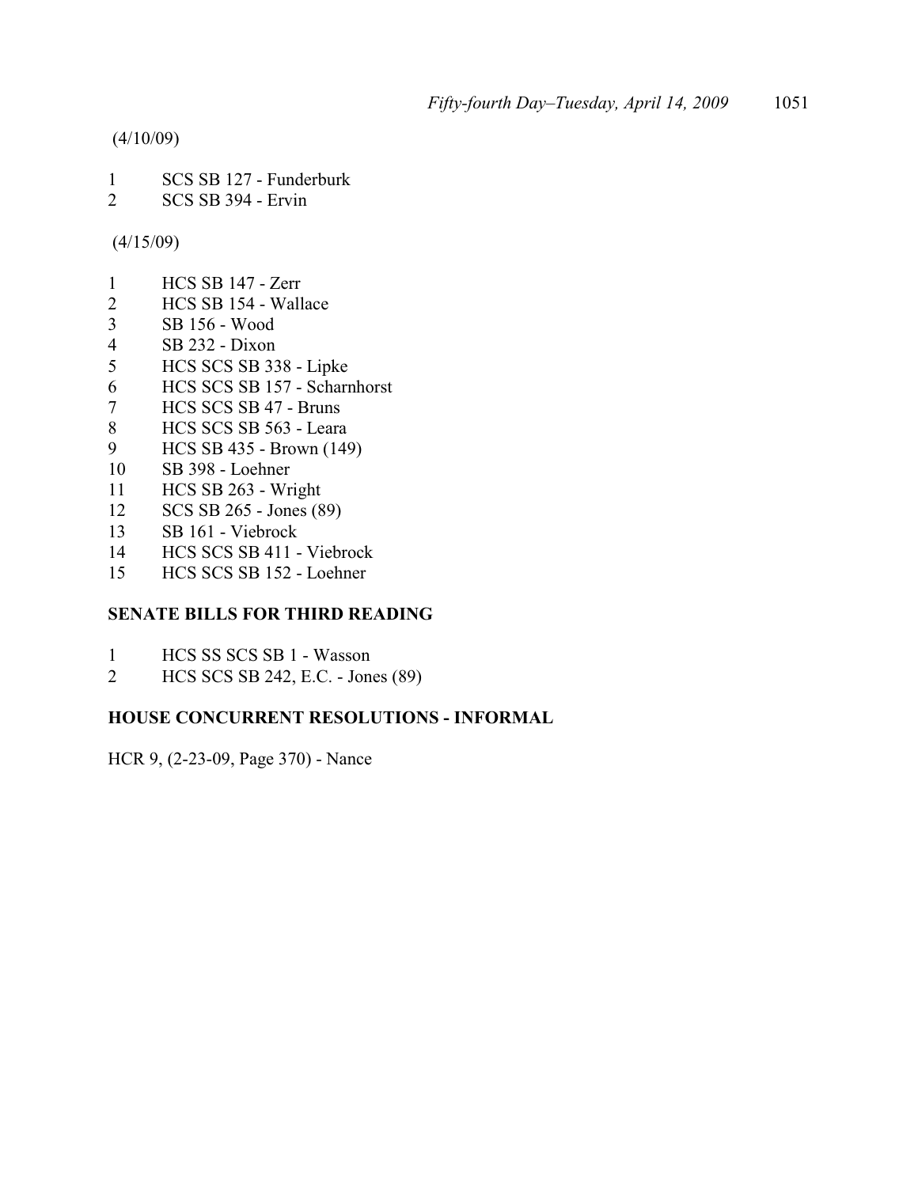(4/10/09)

1 SCS SB 127 - Funderburk
2 SCS SB 394 - Ervin

(4/15/09)

1 HCS SB 147 - Zerr
2 HCS SB 154 - Wallace
3 SB 156 - Wood
4 SB 232 - Dixon
5 HCS SCS SB 338 - Lipke
6 HCS SCS SB 157 - Scharnhorst
7 HCS SCS SB 47 - Bruns
8 HCS SCS SB 563 - Leara
9 HCS SB 435 - Brown (149)
10 SB 398 - Loehner
11 HCS SB 263 - Wright
12 SCS SB 265 - Jones (89)
13 SB 161 - Viebrock
14 HCS SCS SB 411 - Viebrock
15 HCS SCS SB 152 - Loehner

**SENATE BILLS FOR THIRD READING**

1 HCS SS SCS SB 1 - Wasson
2 HCS SCS SB 242, E.C. - Jones (89)

**HOUSE CONCURRENT RESOLUTIONS - INFORMAL**

HCR 9, (2-23-09, Page 370) - Nance